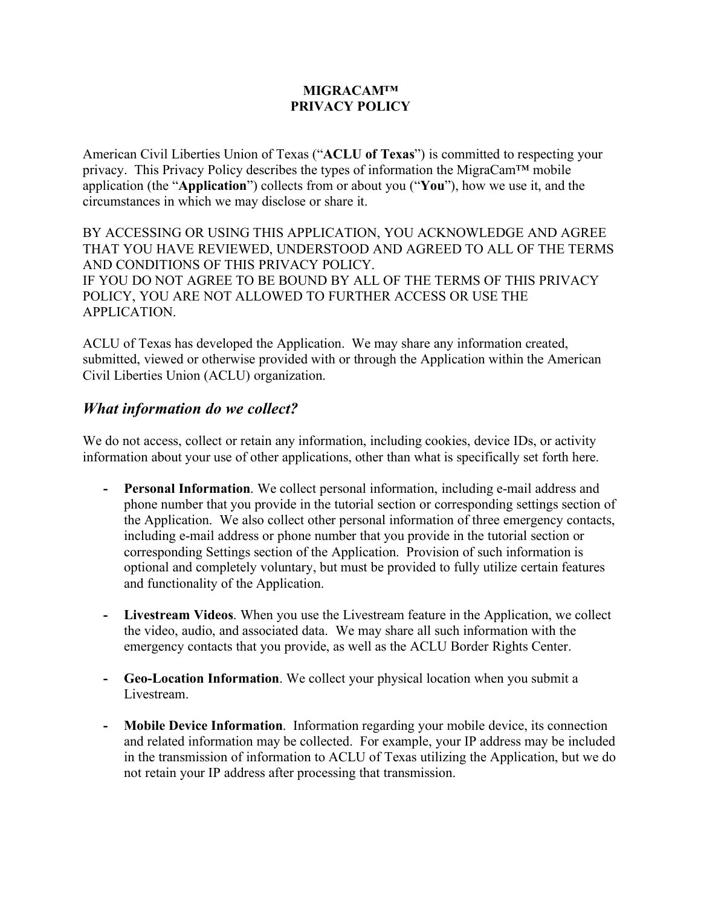# MIGRACAM™
# PRIVACY POLICY

American Civil Liberties Union of Texas ("**ACLU of Texas**") is committed to respecting your privacy. This Privacy Policy describes the types of information the MigraCam™ mobile application (the "**Application**") collects from or about you ("**You**"), how we use it, and the circumstances in which we may disclose or share it.

BY ACCESSING OR USING THIS APPLICATION, YOU ACKNOWLEDGE AND AGREE THAT YOU HAVE REVIEWED, UNDERSTOOD AND AGREED TO ALL OF THE TERMS AND CONDITIONS OF THIS PRIVACY POLICY.
IF YOU DO NOT AGREE TO BE BOUND BY ALL OF THE TERMS OF THIS PRIVACY POLICY, YOU ARE NOT ALLOWED TO FURTHER ACCESS OR USE THE APPLICATION.

ACLU of Texas has developed the Application. We may share any information created, submitted, viewed or otherwise provided with or through the Application within the American Civil Liberties Union (ACLU) organization.

## *What information do we collect?*

We do not access, collect or retain any information, including cookies, device IDs, or activity information about your use of other applications, other than what is specifically set forth here.

- **Personal Information**. We collect personal information, including e-mail address and phone number that you provide in the tutorial section or corresponding settings section of the Application. We also collect other personal information of three emergency contacts, including e-mail address or phone number that you provide in the tutorial section or corresponding Settings section of the Application. Provision of such information is optional and completely voluntary, but must be provided to fully utilize certain features and functionality of the Application.

- **Livestream Videos**. When you use the Livestream feature in the Application, we collect the video, audio, and associated data. We may share all such information with the emergency contacts that you provide, as well as the ACLU Border Rights Center.

- **Geo-Location Information**. We collect your physical location when you submit a Livestream.

- **Mobile Device Information**. Information regarding your mobile device, its connection and related information may be collected. For example, your IP address may be included in the transmission of information to ACLU of Texas utilizing the Application, but we do not retain your IP address after processing that transmission.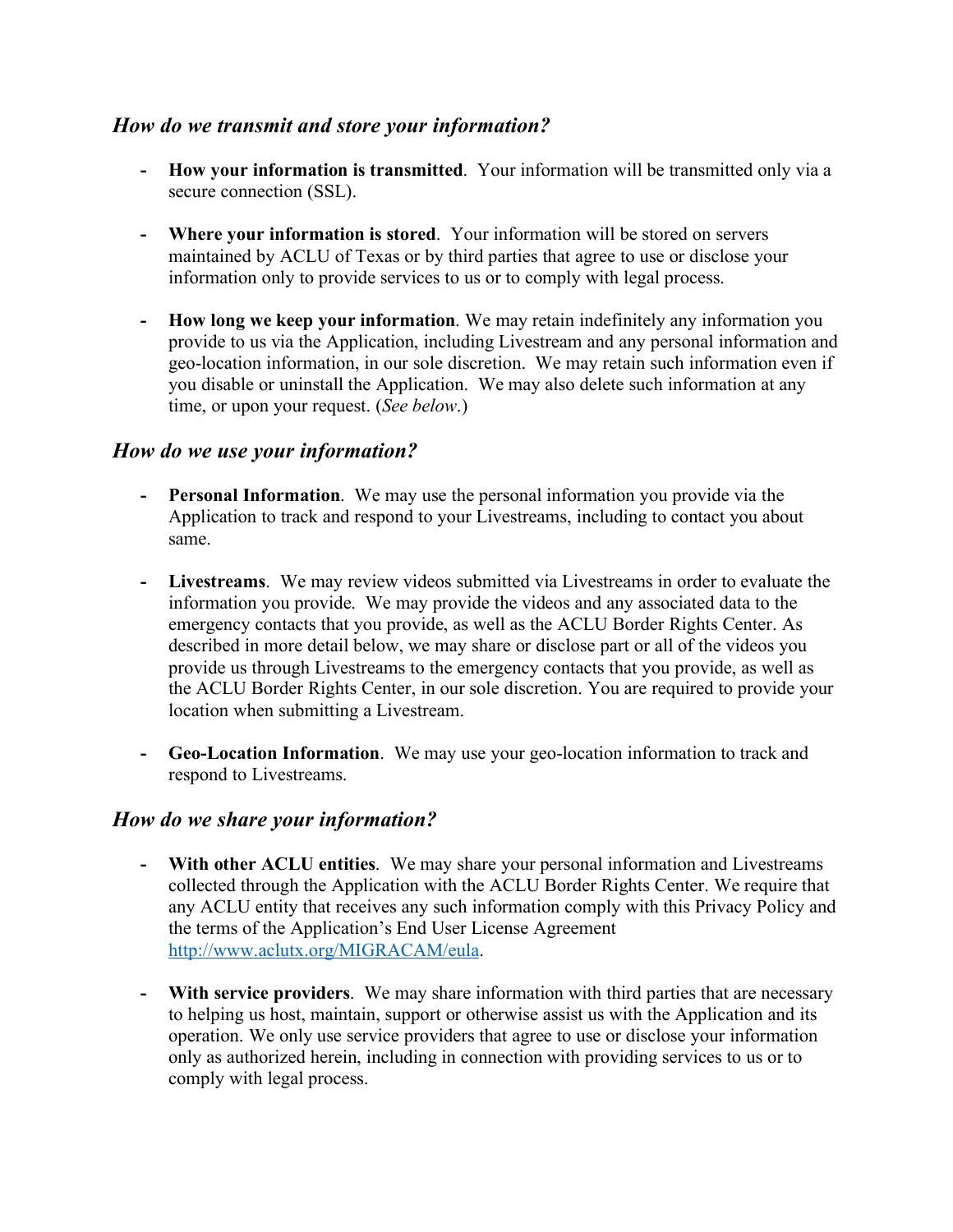### *How do we transmit and store your information?*

- **How your information is transmitted**. Your information will be transmitted only via a secure connection (SSL).

- **Where your information is stored**. Your information will be stored on servers maintained by ACLU of Texas or by third parties that agree to use or disclose your information only to provide services to us or to comply with legal process.

- **How long we keep your information**. We may retain indefinitely any information you provide to us via the Application, including Livestream and any personal information and geo-location information, in our sole discretion. We may retain such information even if you disable or uninstall the Application. We may also delete such information at any time, or upon your request. (*See below*.)

### *How do we use your information?*

- **Personal Information**. We may use the personal information you provide via the Application to track and respond to your Livestreams, including to contact you about same.

- **Livestreams**. We may review videos submitted via Livestreams in order to evaluate the information you provide. We may provide the videos and any associated data to the emergency contacts that you provide, as well as the ACLU Border Rights Center. As described in more detail below, we may share or disclose part or all of the videos you provide us through Livestreams to the emergency contacts that you provide, as well as the ACLU Border Rights Center, in our sole discretion. You are required to provide your location when submitting a Livestream.

- **Geo-Location Information**. We may use your geo-location information to track and respond to Livestreams.

### *How do we share your information?*

- **With other ACLU entities**. We may share your personal information and Livestreams collected through the Application with the ACLU Border Rights Center. We require that any ACLU entity that receives any such information comply with this Privacy Policy and the terms of the Application's End User License Agreement [http://www.aclutx.org/MIGRACAM/eula](http://www.aclutx.org/MIGRACAM/eula).

- **With service providers**. We may share information with third parties that are necessary to helping us host, maintain, support or otherwise assist us with the Application and its operation. We only use service providers that agree to use or disclose your information only as authorized herein, including in connection with providing services to us or to comply with legal process.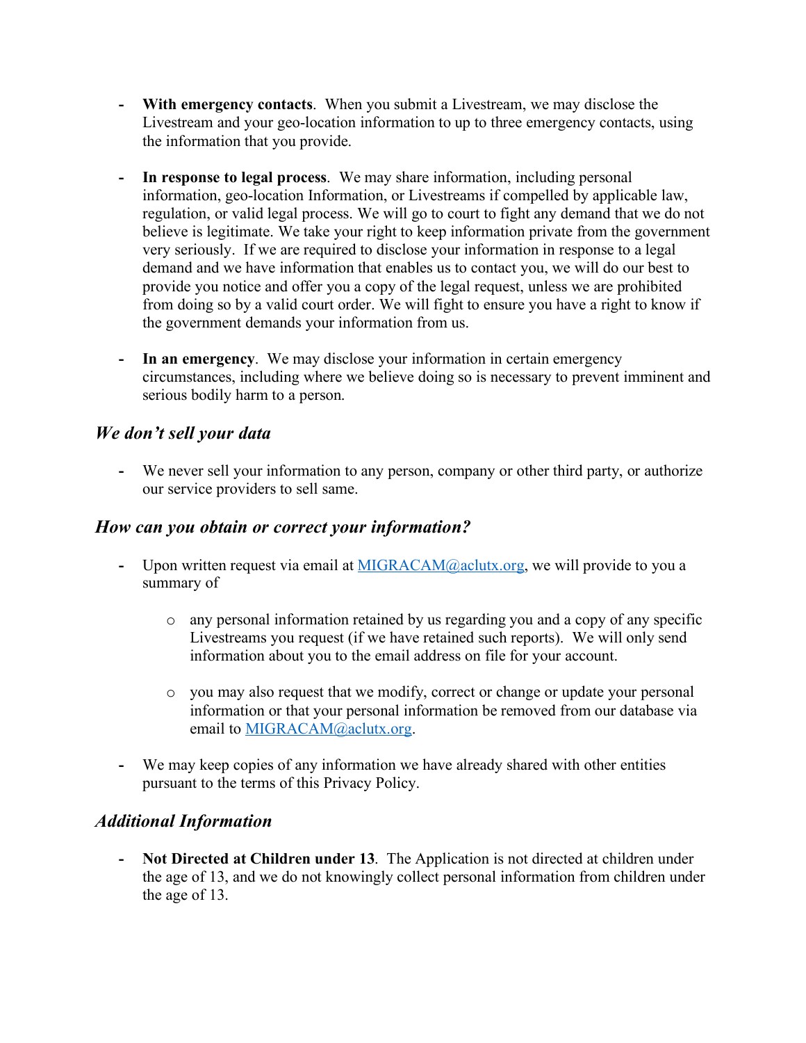- **With emergency contacts**. When you submit a Livestream, we may disclose the Livestream and your geo-location information to up to three emergency contacts, using the information that you provide.

- **In response to legal process**. We may share information, including personal information, geo-location Information, or Livestreams if compelled by applicable law, regulation, or valid legal process. We will go to court to fight any demand that we do not believe is legitimate. We take your right to keep information private from the government very seriously. If we are required to disclose your information in response to a legal demand and we have information that enables us to contact you, we will do our best to provide you notice and offer you a copy of the legal request, unless we are prohibited from doing so by a valid court order. We will fight to ensure you have a right to know if the government demands your information from us.

- **In an emergency**. We may disclose your information in certain emergency circumstances, including where we believe doing so is necessary to prevent imminent and serious bodily harm to a person.

### *We don't sell your data*

- We never sell your information to any person, company or other third party, or authorize our service providers to sell same.

### *How can you obtain or correct your information?*

- Upon written request via email at [MIGRACAM@aclutx.org](mailto:MIGRACAM@aclutx.org), we will provide to you a summary of

    - any personal information retained by us regarding you and a copy of any specific Livestreams you request (if we have retained such reports). We will only send information about you to the email address on file for your account.

    - you may also request that we modify, correct or change or update your personal information or that your personal information be removed from our database via email to [MIGRACAM@aclutx.org](mailto:MIGRACAM@aclutx.org).

- We may keep copies of any information we have already shared with other entities pursuant to the terms of this Privacy Policy.

### *Additional Information*

- **Not Directed at Children under 13**. The Application is not directed at children under the age of 13, and we do not knowingly collect personal information from children under the age of 13.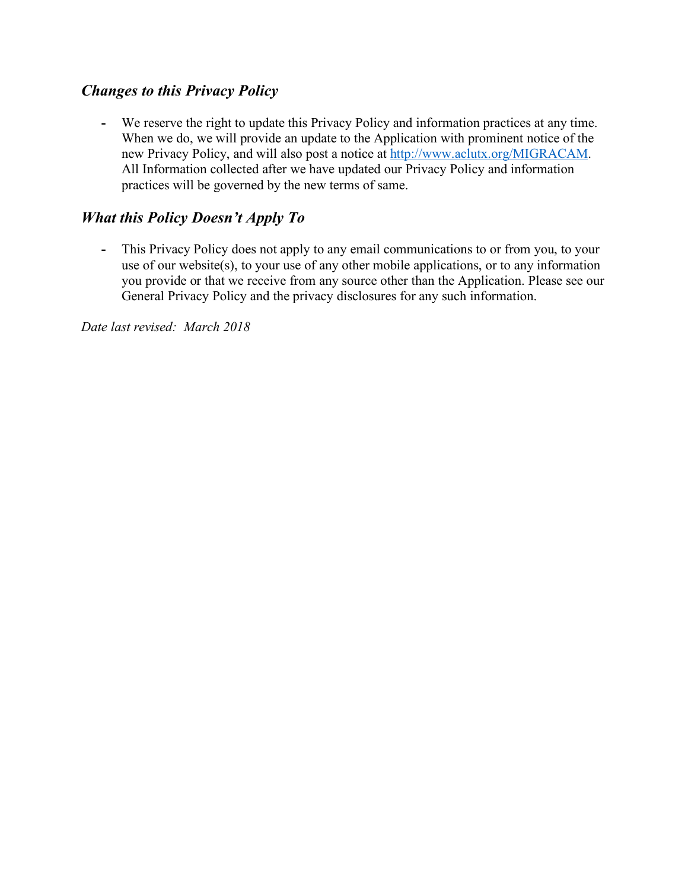## *Changes to this Privacy Policy*

- We reserve the right to update this Privacy Policy and information practices at any time. When we do, we will provide an update to the Application with prominent notice of the new Privacy Policy, and will also post a notice at [http://www.aclutx.org/MIGRACAM](http://www.aclutx.org/MIGRACAM). All Information collected after we have updated our Privacy Policy and information practices will be governed by the new terms of same.

## *What this Policy Doesn't Apply To*

- This Privacy Policy does not apply to any email communications to or from you, to your use of our website(s), to your use of any other mobile applications, or to any information you provide or that we receive from any source other than the Application. Please see our General Privacy Policy and the privacy disclosures for any such information.

*Date last revised: March 2018*